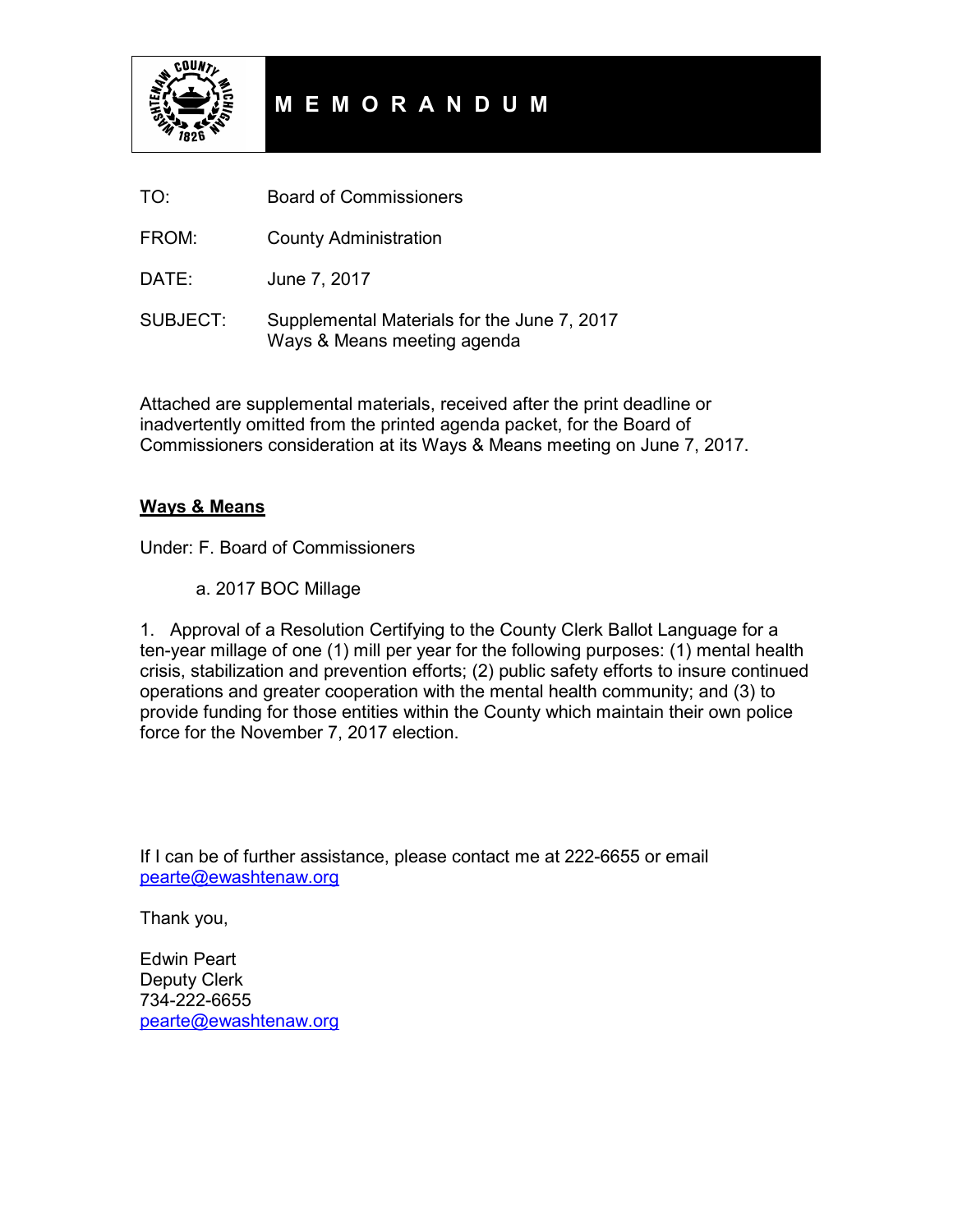# M E M O R A N D U M

TO: Board of Commissioners

FROM: County Administration

DATE: June 7, 2017

SUBJECT: Supplemental Materials for the June 7, 2017 Ways & Means meeting agenda

Attached are supplemental materials, received after the print deadline or inadvertently omitted from the printed agenda packet, for the Board of Commissioners consideration at its Ways & Means meeting on June 7, 2017.

**Ways & Means**

Under: F. Board of Commissioners

a. 2017 BOC Millage

1. Approval of a Resolution Certifying to the County Clerk Ballot Language for a ten-year millage of one (1) mill per year for the following purposes: (1) mental health crisis, stabilization and prevention efforts; (2) public safety efforts to insure continued operations and greater cooperation with the mental health community; and (3) to provide funding for those entities within the County which maintain their own police force for the November 7, 2017 election.

If I can be of further assistance, please contact me at 222-6655 or email pearte@ewashtenaw.org

Thank you,

Edwin Peart
Deputy Clerk
734-222-6655
pearte@ewashtenaw.org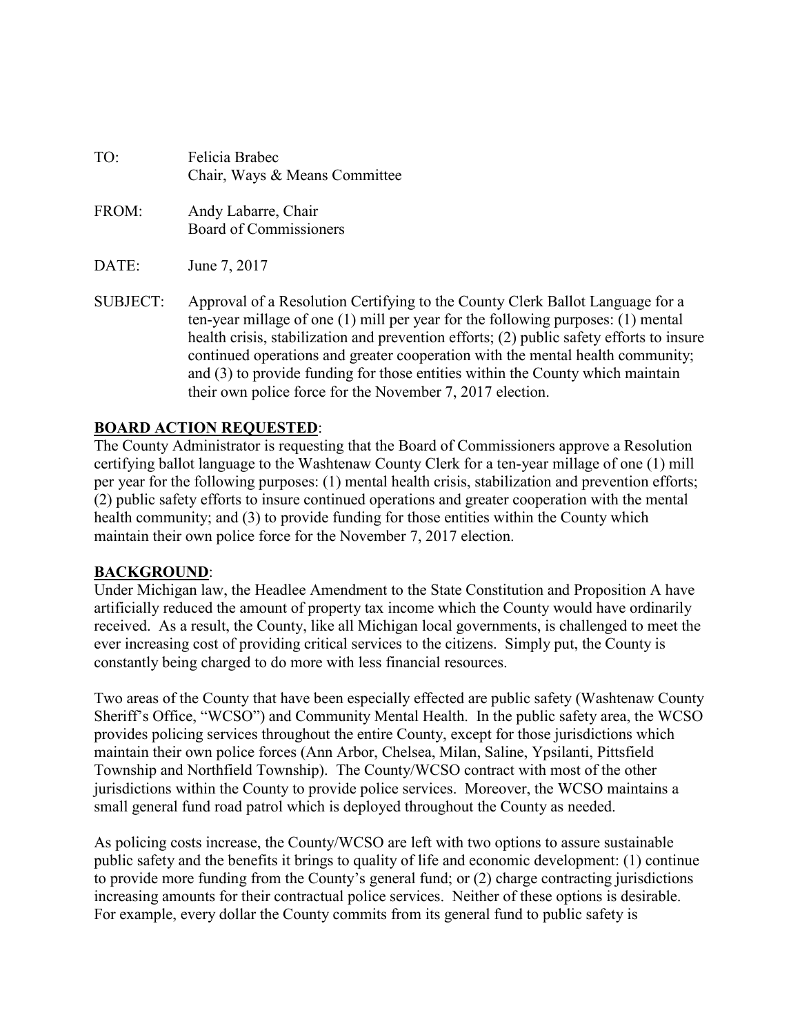TO: Felicia Brabec
Chair, Ways & Means Committee

FROM: Andy Labarre, Chair
Board of Commissioners

DATE: June 7, 2017

SUBJECT: Approval of a Resolution Certifying to the County Clerk Ballot Language for a ten-year millage of one (1) mill per year for the following purposes: (1) mental health crisis, stabilization and prevention efforts; (2) public safety efforts to insure continued operations and greater cooperation with the mental health community; and (3) to provide funding for those entities within the County which maintain their own police force for the November 7, 2017 election.

**BOARD ACTION REQUESTED**:

The County Administrator is requesting that the Board of Commissioners approve a Resolution certifying ballot language to the Washtenaw County Clerk for a ten-year millage of one (1) mill per year for the following purposes: (1) mental health crisis, stabilization and prevention efforts; (2) public safety efforts to insure continued operations and greater cooperation with the mental health community; and (3) to provide funding for those entities within the County which maintain their own police force for the November 7, 2017 election.

**BACKGROUND**:

Under Michigan law, the Headlee Amendment to the State Constitution and Proposition A have artificially reduced the amount of property tax income which the County would have ordinarily received. As a result, the County, like all Michigan local governments, is challenged to meet the ever increasing cost of providing critical services to the citizens. Simply put, the County is constantly being charged to do more with less financial resources.

Two areas of the County that have been especially effected are public safety (Washtenaw County Sheriff's Office, "WCSO") and Community Mental Health. In the public safety area, the WCSO provides policing services throughout the entire County, except for those jurisdictions which maintain their own police forces (Ann Arbor, Chelsea, Milan, Saline, Ypsilanti, Pittsfield Township and Northfield Township). The County/WCSO contract with most of the other jurisdictions within the County to provide police services. Moreover, the WCSO maintains a small general fund road patrol which is deployed throughout the County as needed.

As policing costs increase, the County/WCSO are left with two options to assure sustainable public safety and the benefits it brings to quality of life and economic development: (1) continue to provide more funding from the County's general fund; or (2) charge contracting jurisdictions increasing amounts for their contractual police services. Neither of these options is desirable. For example, every dollar the County commits from its general fund to public safety is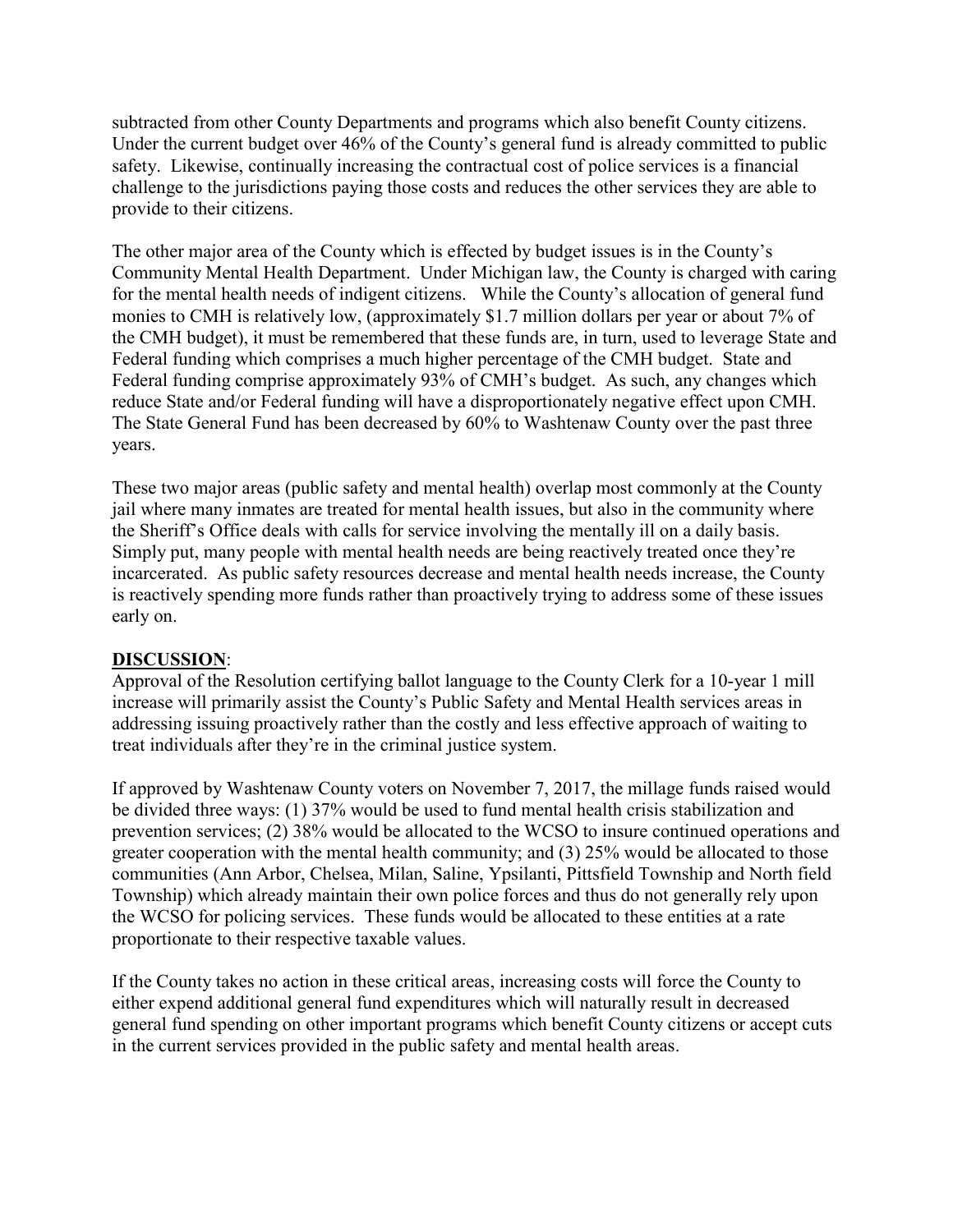subtracted from other County Departments and programs which also benefit County citizens. Under the current budget over 46% of the County's general fund is already committed to public safety. Likewise, continually increasing the contractual cost of police services is a financial challenge to the jurisdictions paying those costs and reduces the other services they are able to provide to their citizens.

The other major area of the County which is effected by budget issues is in the County's Community Mental Health Department. Under Michigan law, the County is charged with caring for the mental health needs of indigent citizens. While the County's allocation of general fund monies to CMH is relatively low, (approximately $1.7 million dollars per year or about 7% of the CMH budget), it must be remembered that these funds are, in turn, used to leverage State and Federal funding which comprises a much higher percentage of the CMH budget. State and Federal funding comprise approximately 93% of CMH's budget. As such, any changes which reduce State and/or Federal funding will have a disproportionately negative effect upon CMH. The State General Fund has been decreased by 60% to Washtenaw County over the past three years.

These two major areas (public safety and mental health) overlap most commonly at the County jail where many inmates are treated for mental health issues, but also in the community where the Sheriff's Office deals with calls for service involving the mentally ill on a daily basis. Simply put, many people with mental health needs are being reactively treated once they're incarcerated. As public safety resources decrease and mental health needs increase, the County is reactively spending more funds rather than proactively trying to address some of these issues early on.

**DISCUSSION**:

Approval of the Resolution certifying ballot language to the County Clerk for a 10-year 1 mill increase will primarily assist the County's Public Safety and Mental Health services areas in addressing issuing proactively rather than the costly and less effective approach of waiting to treat individuals after they're in the criminal justice system.

If approved by Washtenaw County voters on November 7, 2017, the millage funds raised would be divided three ways: (1) 37% would be used to fund mental health crisis stabilization and prevention services; (2) 38% would be allocated to the WCSO to insure continued operations and greater cooperation with the mental health community; and (3) 25% would be allocated to those communities (Ann Arbor, Chelsea, Milan, Saline, Ypsilanti, Pittsfield Township and North field Township) which already maintain their own police forces and thus do not generally rely upon the WCSO for policing services. These funds would be allocated to these entities at a rate proportionate to their respective taxable values.

If the County takes no action in these critical areas, increasing costs will force the County to either expend additional general fund expenditures which will naturally result in decreased general fund spending on other important programs which benefit County citizens or accept cuts in the current services provided in the public safety and mental health areas.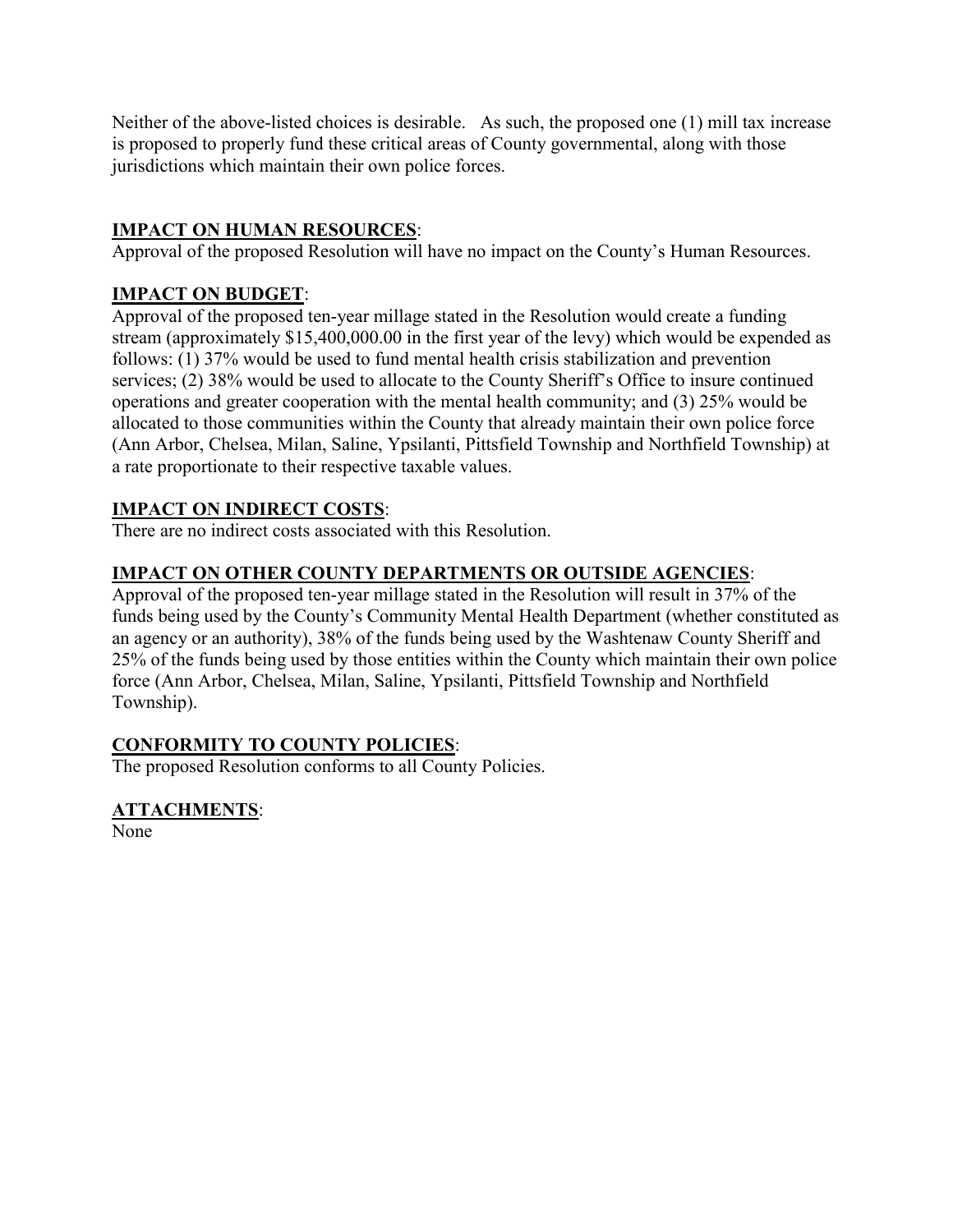Neither of the above-listed choices is desirable. As such, the proposed one (1) mill tax increase is proposed to properly fund these critical areas of County governmental, along with those jurisdictions which maintain their own police forces.

**IMPACT ON HUMAN RESOURCES**:

Approval of the proposed Resolution will have no impact on the County's Human Resources.

**IMPACT ON BUDGET**:

Approval of the proposed ten-year millage stated in the Resolution would create a funding stream (approximately $15,400,000.00 in the first year of the levy) which would be expended as follows: (1) 37% would be used to fund mental health crisis stabilization and prevention services; (2) 38% would be used to allocate to the County Sheriff's Office to insure continued operations and greater cooperation with the mental health community; and (3) 25% would be allocated to those communities within the County that already maintain their own police force (Ann Arbor, Chelsea, Milan, Saline, Ypsilanti, Pittsfield Township and Northfield Township) at a rate proportionate to their respective taxable values.

**IMPACT ON INDIRECT COSTS**:

There are no indirect costs associated with this Resolution.

**IMPACT ON OTHER COUNTY DEPARTMENTS OR OUTSIDE AGENCIES**:

Approval of the proposed ten-year millage stated in the Resolution will result in 37% of the funds being used by the County's Community Mental Health Department (whether constituted as an agency or an authority), 38% of the funds being used by the Washtenaw County Sheriff and 25% of the funds being used by those entities within the County which maintain their own police force (Ann Arbor, Chelsea, Milan, Saline, Ypsilanti, Pittsfield Township and Northfield Township).

**CONFORMITY TO COUNTY POLICIES**:

The proposed Resolution conforms to all County Policies.

**ATTACHMENTS**:

None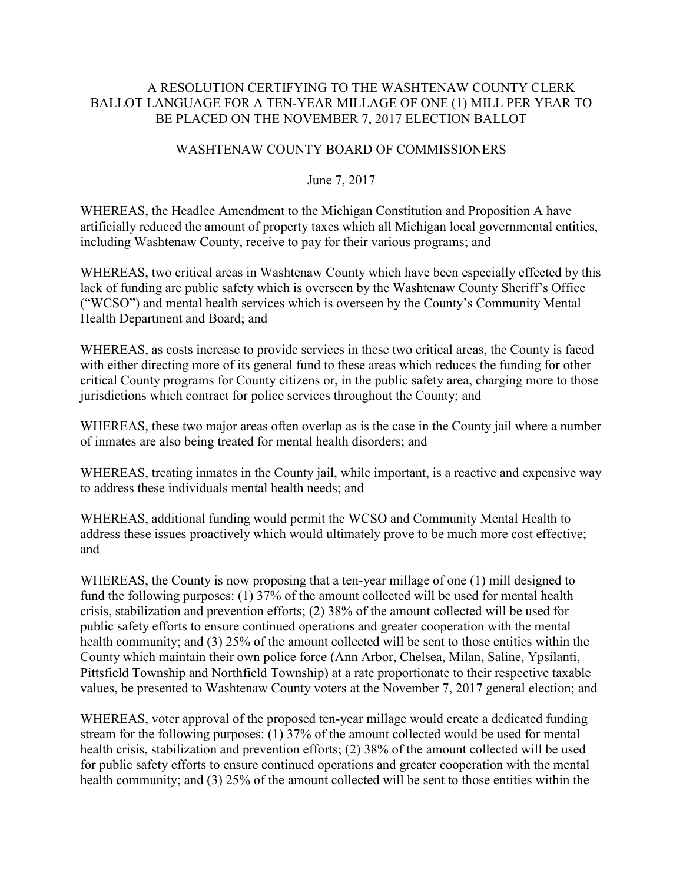A RESOLUTION CERTIFYING TO THE WASHTENAW COUNTY CLERK BALLOT LANGUAGE FOR A TEN-YEAR MILLAGE OF ONE (1) MILL PER YEAR TO BE PLACED ON THE NOVEMBER 7, 2017 ELECTION BALLOT

WASHTENAW COUNTY BOARD OF COMMISSIONERS

June 7, 2017

WHEREAS, the Headlee Amendment to the Michigan Constitution and Proposition A have artificially reduced the amount of property taxes which all Michigan local governmental entities, including Washtenaw County, receive to pay for their various programs; and

WHEREAS, two critical areas in Washtenaw County which have been especially effected by this lack of funding are public safety which is overseen by the Washtenaw County Sheriff's Office ("WCSO") and mental health services which is overseen by the County's Community Mental Health Department and Board; and

WHEREAS, as costs increase to provide services in these two critical areas, the County is faced with either directing more of its general fund to these areas which reduces the funding for other critical County programs for County citizens or, in the public safety area, charging more to those jurisdictions which contract for police services throughout the County; and

WHEREAS, these two major areas often overlap as is the case in the County jail where a number of inmates are also being treated for mental health disorders; and

WHEREAS, treating inmates in the County jail, while important, is a reactive and expensive way to address these individuals mental health needs; and

WHEREAS, additional funding would permit the WCSO and Community Mental Health to address these issues proactively which would ultimately prove to be much more cost effective; and

WHEREAS, the County is now proposing that a ten-year millage of one (1) mill designed to fund the following purposes: (1) 37% of the amount collected will be used for mental health crisis, stabilization and prevention efforts; (2) 38% of the amount collected will be used for public safety efforts to ensure continued operations and greater cooperation with the mental health community; and (3) 25% of the amount collected will be sent to those entities within the County which maintain their own police force (Ann Arbor, Chelsea, Milan, Saline, Ypsilanti, Pittsfield Township and Northfield Township) at a rate proportionate to their respective taxable values, be presented to Washtenaw County voters at the November 7, 2017 general election; and

WHEREAS, voter approval of the proposed ten-year millage would create a dedicated funding stream for the following purposes: (1) 37% of the amount collected would be used for mental health crisis, stabilization and prevention efforts; (2) 38% of the amount collected will be used for public safety efforts to ensure continued operations and greater cooperation with the mental health community; and (3) 25% of the amount collected will be sent to those entities within the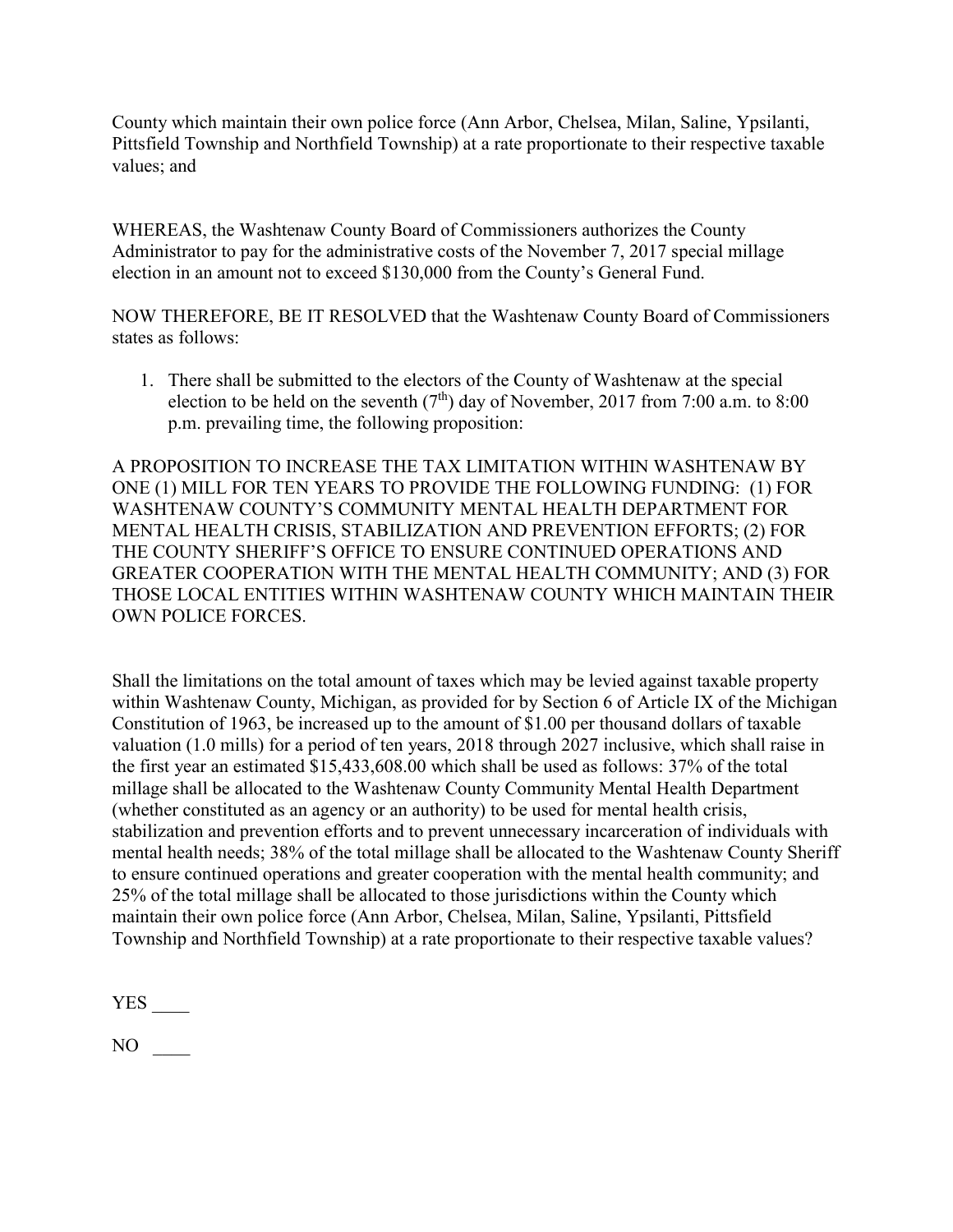County which maintain their own police force (Ann Arbor, Chelsea, Milan, Saline, Ypsilanti, Pittsfield Township and Northfield Township) at a rate proportionate to their respective taxable values; and

WHEREAS, the Washtenaw County Board of Commissioners authorizes the County Administrator to pay for the administrative costs of the November 7, 2017 special millage election in an amount not to exceed $130,000 from the County's General Fund.

NOW THEREFORE, BE IT RESOLVED that the Washtenaw County Board of Commissioners states as follows:

1. There shall be submitted to the electors of the County of Washtenaw at the special election to be held on the seventh (7th) day of November, 2017 from 7:00 a.m. to 8:00 p.m. prevailing time, the following proposition:

A PROPOSITION TO INCREASE THE TAX LIMITATION WITHIN WASHTENAW BY ONE (1) MILL FOR TEN YEARS TO PROVIDE THE FOLLOWING FUNDING: (1) FOR WASHTENAW COUNTY'S COMMUNITY MENTAL HEALTH DEPARTMENT FOR MENTAL HEALTH CRISIS, STABILIZATION AND PREVENTION EFFORTS; (2) FOR THE COUNTY SHERIFF'S OFFICE TO ENSURE CONTINUED OPERATIONS AND GREATER COOPERATION WITH THE MENTAL HEALTH COMMUNITY; AND (3) FOR THOSE LOCAL ENTITIES WITHIN WASHTENAW COUNTY WHICH MAINTAIN THEIR OWN POLICE FORCES.

Shall the limitations on the total amount of taxes which may be levied against taxable property within Washtenaw County, Michigan, as provided for by Section 6 of Article IX of the Michigan Constitution of 1963, be increased up to the amount of $1.00 per thousand dollars of taxable valuation (1.0 mills) for a period of ten years, 2018 through 2027 inclusive, which shall raise in the first year an estimated $15,433,608.00 which shall be used as follows: 37% of the total millage shall be allocated to the Washtenaw County Community Mental Health Department (whether constituted as an agency or an authority) to be used for mental health crisis, stabilization and prevention efforts and to prevent unnecessary incarceration of individuals with mental health needs; 38% of the total millage shall be allocated to the Washtenaw County Sheriff to ensure continued operations and greater cooperation with the mental health community; and 25% of the total millage shall be allocated to those jurisdictions within the County which maintain their own police force (Ann Arbor, Chelsea, Milan, Saline, Ypsilanti, Pittsfield Township and Northfield Township) at a rate proportionate to their respective taxable values?

YES ____

NO ____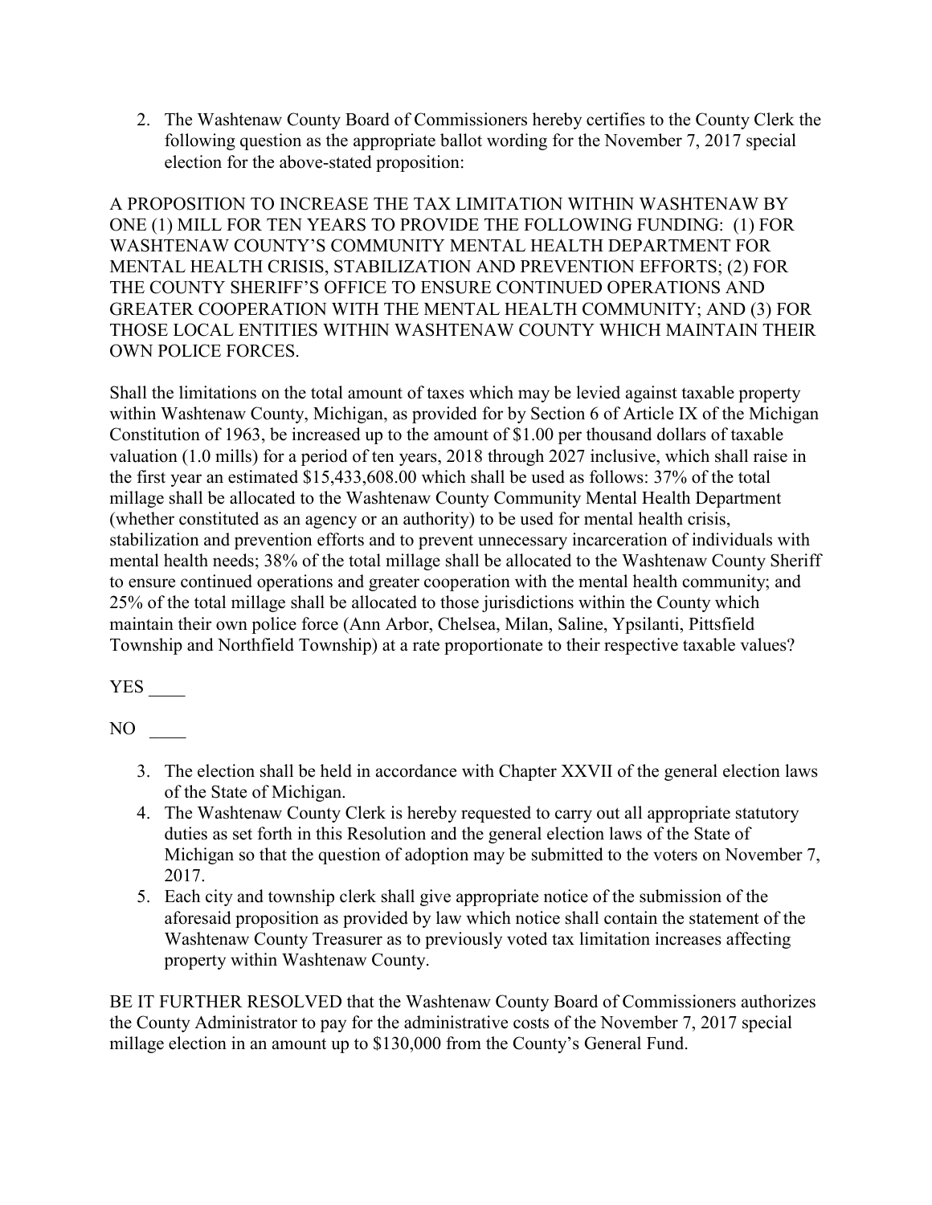2. The Washtenaw County Board of Commissioners hereby certifies to the County Clerk the following question as the appropriate ballot wording for the November 7, 2017 special election for the above-stated proposition:

A PROPOSITION TO INCREASE THE TAX LIMITATION WITHIN WASHTENAW BY ONE (1) MILL FOR TEN YEARS TO PROVIDE THE FOLLOWING FUNDING: (1) FOR WASHTENAW COUNTY'S COMMUNITY MENTAL HEALTH DEPARTMENT FOR MENTAL HEALTH CRISIS, STABILIZATION AND PREVENTION EFFORTS; (2) FOR THE COUNTY SHERIFF'S OFFICE TO ENSURE CONTINUED OPERATIONS AND GREATER COOPERATION WITH THE MENTAL HEALTH COMMUNITY; AND (3) FOR THOSE LOCAL ENTITIES WITHIN WASHTENAW COUNTY WHICH MAINTAIN THEIR OWN POLICE FORCES.

Shall the limitations on the total amount of taxes which may be levied against taxable property within Washtenaw County, Michigan, as provided for by Section 6 of Article IX of the Michigan Constitution of 1963, be increased up to the amount of $1.00 per thousand dollars of taxable valuation (1.0 mills) for a period of ten years, 2018 through 2027 inclusive, which shall raise in the first year an estimated $15,433,608.00 which shall be used as follows: 37% of the total millage shall be allocated to the Washtenaw County Community Mental Health Department (whether constituted as an agency or an authority) to be used for mental health crisis, stabilization and prevention efforts and to prevent unnecessary incarceration of individuals with mental health needs; 38% of the total millage shall be allocated to the Washtenaw County Sheriff to ensure continued operations and greater cooperation with the mental health community; and 25% of the total millage shall be allocated to those jurisdictions within the County which maintain their own police force (Ann Arbor, Chelsea, Milan, Saline, Ypsilanti, Pittsfield Township and Northfield Township) at a rate proportionate to their respective taxable values?

YES ____

NO ____

3. The election shall be held in accordance with Chapter XXVII of the general election laws of the State of Michigan.
4. The Washtenaw County Clerk is hereby requested to carry out all appropriate statutory duties as set forth in this Resolution and the general election laws of the State of Michigan so that the question of adoption may be submitted to the voters on November 7, 2017.
5. Each city and township clerk shall give appropriate notice of the submission of the aforesaid proposition as provided by law which notice shall contain the statement of the Washtenaw County Treasurer as to previously voted tax limitation increases affecting property within Washtenaw County.

BE IT FURTHER RESOLVED that the Washtenaw County Board of Commissioners authorizes the County Administrator to pay for the administrative costs of the November 7, 2017 special millage election in an amount up to $130,000 from the County's General Fund.